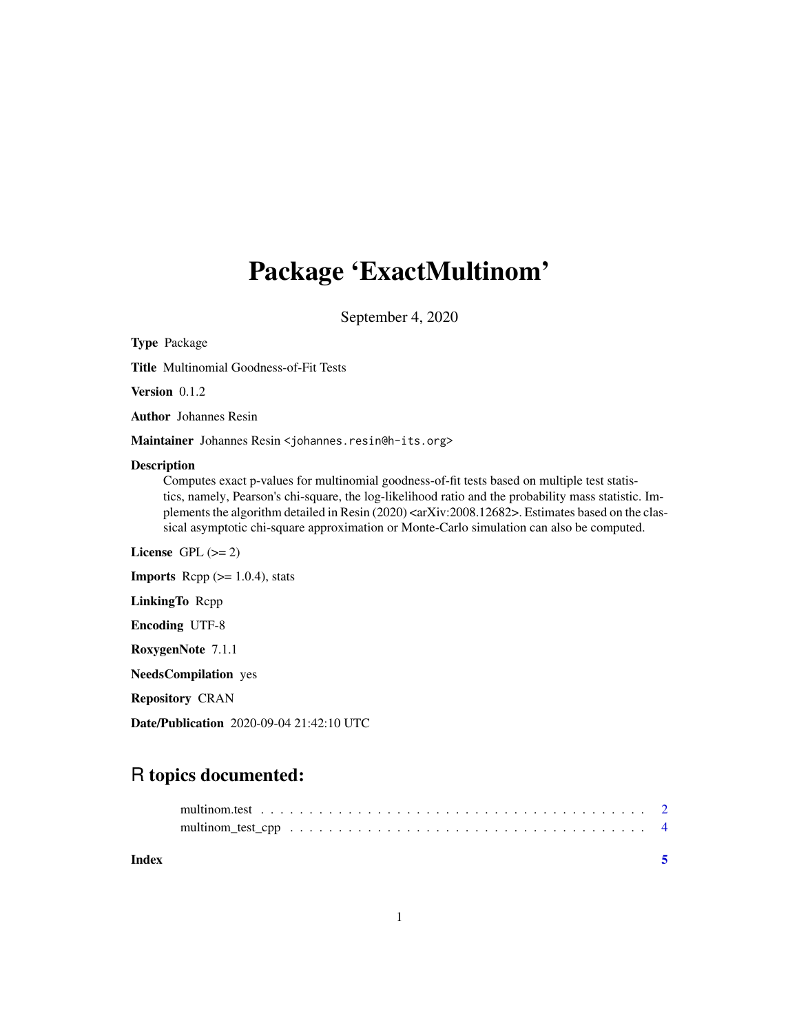# Package 'ExactMultinom'

September 4, 2020

**Type** Package

**Title** Multinomial Goodness-of-Fit Tests

**Version** 0.1.2

**Author** Johannes Resin

**Maintainer** Johannes Resin <johannes.resin@h-its.org>

**Description** Computes exact p-values for multinomial goodness-of-fit tests based on multiple test statistics, namely, Pearson's chi-square, the log-likelihood ratio and the probability mass statistic. Implements the algorithm detailed in Resin (2020) <arXiv:2008.12682>. Estimates based on the classical asymptotic chi-square approximation or Monte-Carlo simulation can also be computed.

**License** GPL (>= 2)

**Imports** Rcpp (>= 1.0.4), stats

**LinkingTo** Rcpp

**Encoding** UTF-8

**RoxygenNote** 7.1.1

**NeedsCompilation** yes

**Repository** CRAN

**Date/Publication** 2020-09-04 21:42:10 UTC

## R topics documented:

- multinom.test . . . . . . . . . . . . . . . . . . . . . . . . . . . . . . . . . . . . . . . 2
- multinom_test_cpp . . . . . . . . . . . . . . . . . . . . . . . . . . . . . . . . . . . . 4

**Index** 5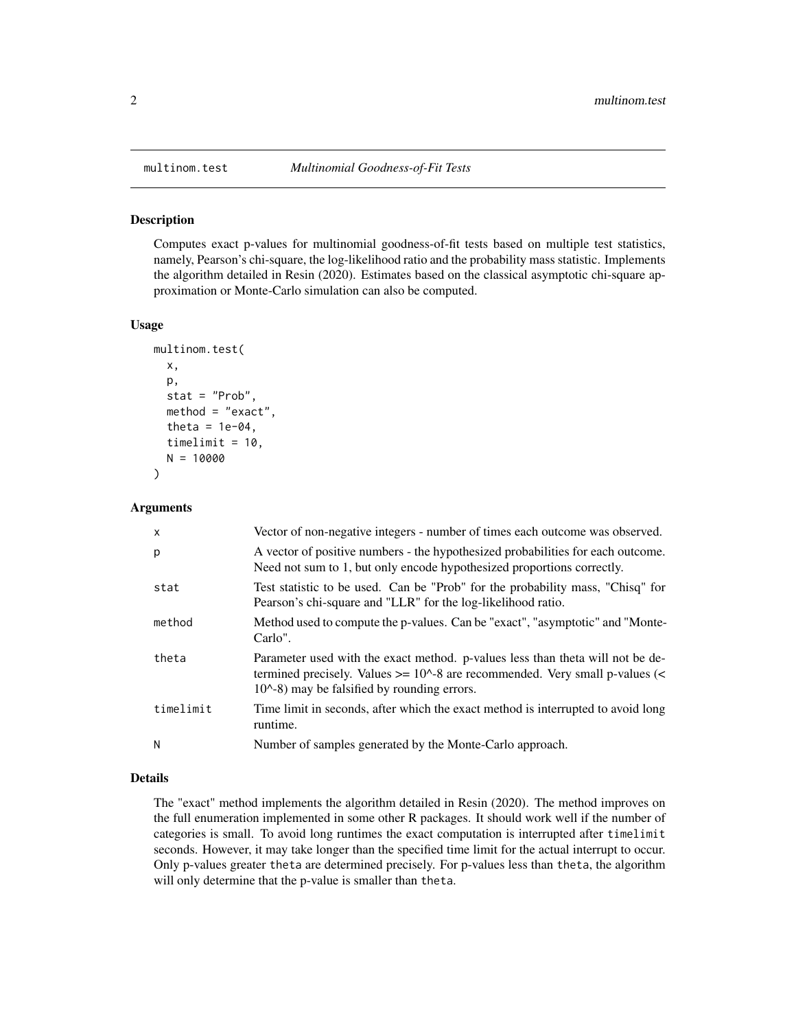# multinom.test *Multinomial Goodness-of-Fit Tests*

## Description

Computes exact p-values for multinomial goodness-of-fit tests based on multiple test statistics, namely, Pearson's chi-square, the log-likelihood ratio and the probability mass statistic. Implements the algorithm detailed in Resin (2020). Estimates based on the classical asymptotic chi-square approximation or Monte-Carlo simulation can also be computed.

## Usage

```
multinom.test(
  x,
  p,
  stat = "Prob",
  method = "exact",
  theta = 1e-04,
  timelimit = 10,
  N = 10000
)
```

## Arguments

| | |
|---|---|
| x | Vector of non-negative integers - number of times each outcome was observed. |
| p | A vector of positive numbers - the hypothesized probabilities for each outcome. Need not sum to 1, but only encode hypothesized proportions correctly. |
| stat | Test statistic to be used. Can be "Prob" for the probability mass, "Chisq" for Pearson's chi-square and "LLR" for the log-likelihood ratio. |
| method | Method used to compute the p-values. Can be "exact", "asymptotic" and "Monte-Carlo". |
| theta | Parameter used with the exact method. p-values less than theta will not be determined precisely. Values >= 10^-8 are recommended. Very small p-values (< 10^-8) may be falsified by rounding errors. |
| timelimit | Time limit in seconds, after which the exact method is interrupted to avoid long runtime. |
| N | Number of samples generated by the Monte-Carlo approach. |

## Details

The "exact" method implements the algorithm detailed in Resin (2020). The method improves on the full enumeration implemented in some other R packages. It should work well if the number of categories is small. To avoid long runtimes the exact computation is interrupted after `timelimit` seconds. However, it may take longer than the specified time limit for the actual interrupt to occur. Only p-values greater `theta` are determined precisely. For p-values less than `theta`, the algorithm will only determine that the p-value is smaller than `theta`.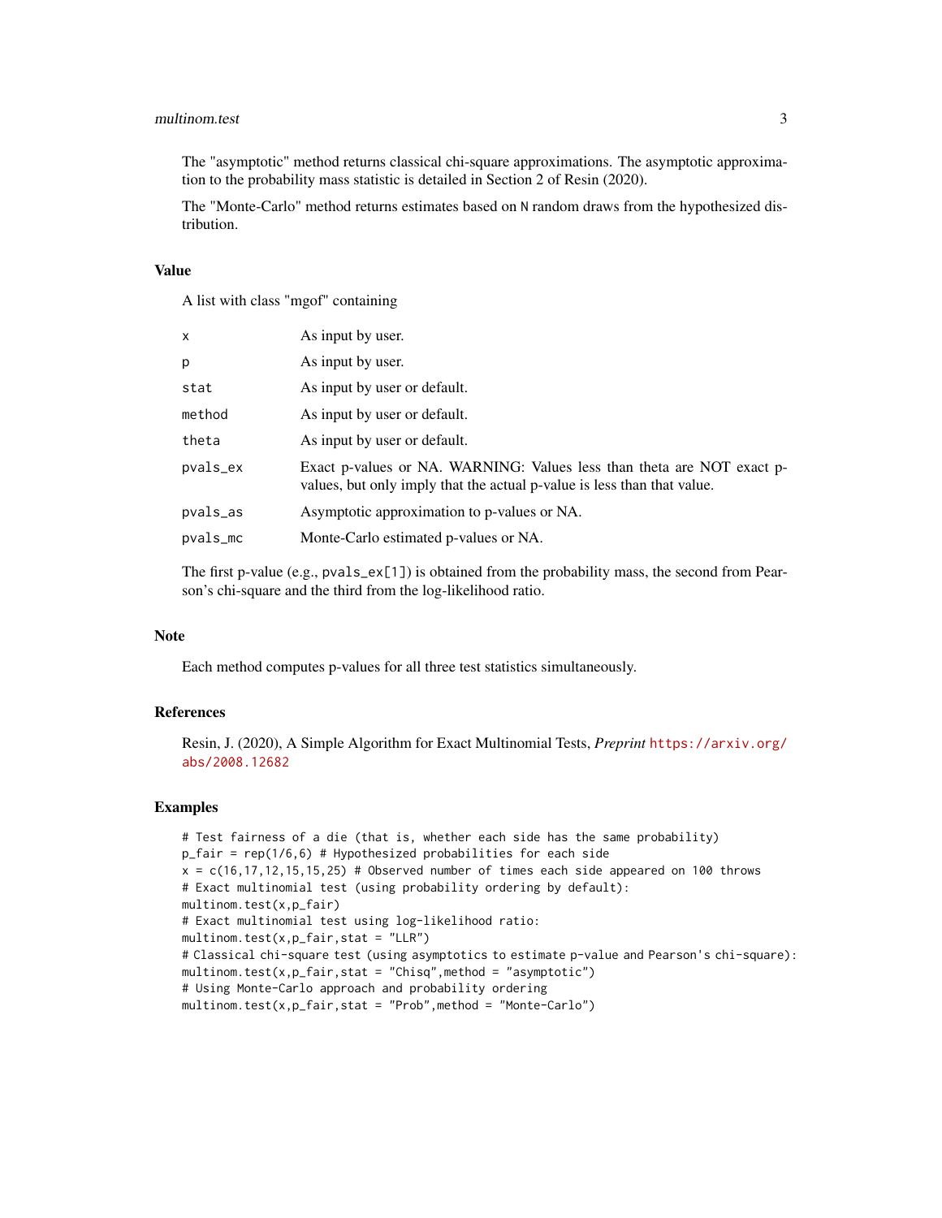The "asymptotic" method returns classical chi-square approximations. The asymptotic approximation to the probability mass statistic is detailed in Section 2 of Resin (2020).

The "Monte-Carlo" method returns estimates based on `N` random draws from the hypothesized distribution.

## Value

A list with class "mgof" containing

| | |
|---|---|
| `x` | As input by user. |
| `p` | As input by user. |
| `stat` | As input by user or default. |
| `method` | As input by user or default. |
| `theta` | As input by user or default. |
| `pvals_ex` | Exact p-values or NA. WARNING: Values less than theta are NOT exact p-values, but only imply that the actual p-value is less than that value. |
| `pvals_as` | Asymptotic approximation to p-values or NA. |
| `pvals_mc` | Monte-Carlo estimated p-values or NA. |

The first p-value (e.g., `pvals_ex[1]`) is obtained from the probability mass, the second from Pearson's chi-square and the third from the log-likelihood ratio.

## Note

Each method computes p-values for all three test statistics simultaneously.

## References

Resin, J. (2020), A Simple Algorithm for Exact Multinomial Tests, *Preprint* https://arxiv.org/abs/2008.12682

## Examples

```
# Test fairness of a die (that is, whether each side has the same probability)
p_fair = rep(1/6,6) # Hypothesized probabilities for each side
x = c(16,17,12,15,15,25) # Observed number of times each side appeared on 100 throws
# Exact multinomial test (using probability ordering by default):
multinom.test(x,p_fair)
# Exact multinomial test using log-likelihood ratio:
multinom.test(x,p_fair,stat = "LLR")
# Classical chi-square test (using asymptotics to estimate p-value and Pearson's chi-square):
multinom.test(x,p_fair,stat = "Chisq",method = "asymptotic")
# Using Monte-Carlo approach and probability ordering
multinom.test(x,p_fair,stat = "Prob",method = "Monte-Carlo")
```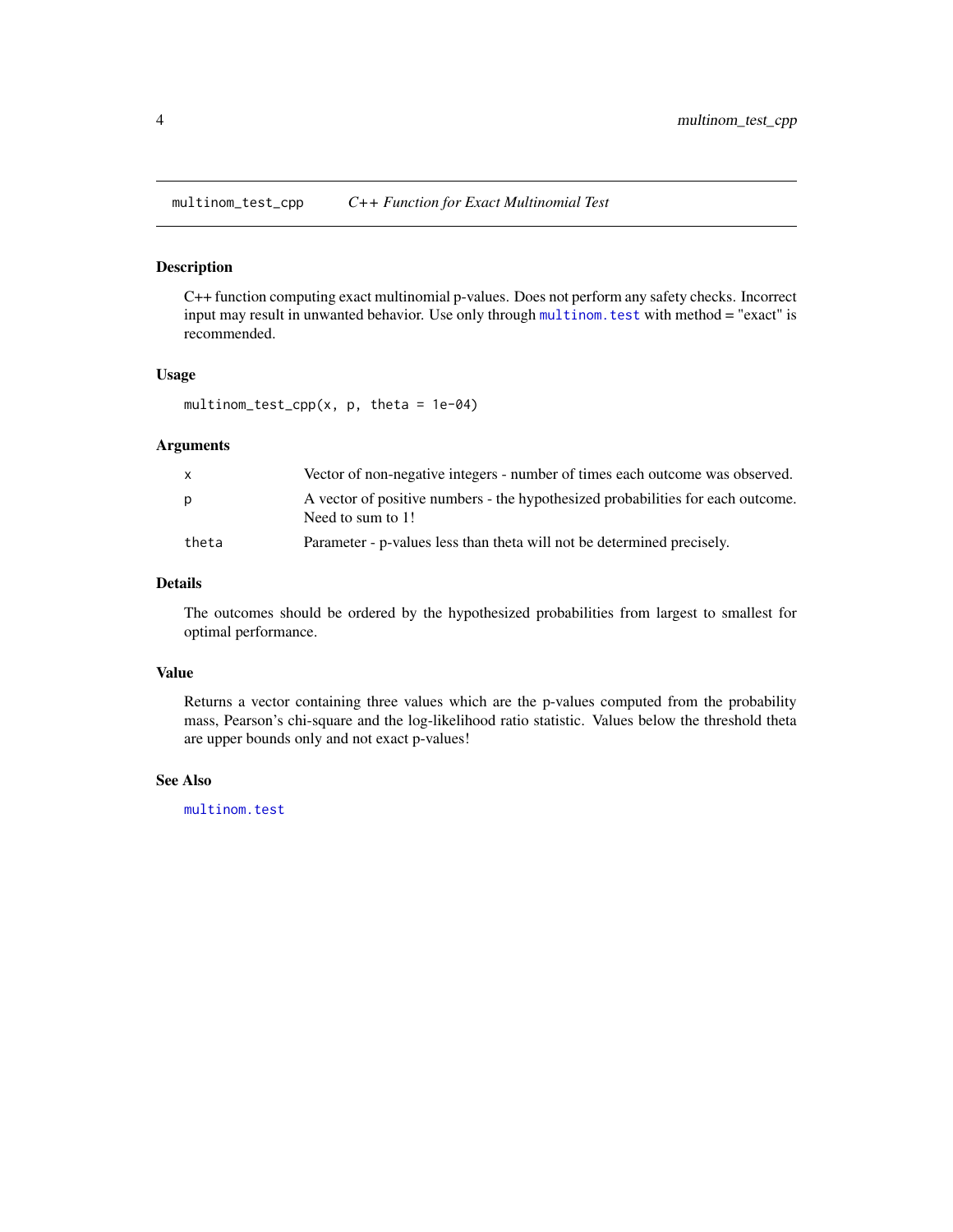# multinom_test_cpp — *C++ Function for Exact Multinomial Test*

## Description

C++ function computing exact multinomial p-values. Does not perform any safety checks. Incorrect input may result in unwanted behavior. Use only through multinom.test with method = "exact" is recommended.

## Usage

```
multinom_test_cpp(x, p, theta = 1e-04)
```

## Arguments

| | |
|---|---|
| x | Vector of non-negative integers - number of times each outcome was observed. |
| p | A vector of positive numbers - the hypothesized probabilities for each outcome. Need to sum to 1! |
| theta | Parameter - p-values less than theta will not be determined precisely. |

## Details

The outcomes should be ordered by the hypothesized probabilities from largest to smallest for optimal performance.

## Value

Returns a vector containing three values which are the p-values computed from the probability mass, Pearson's chi-square and the log-likelihood ratio statistic. Values below the threshold theta are upper bounds only and not exact p-values!

## See Also

multinom.test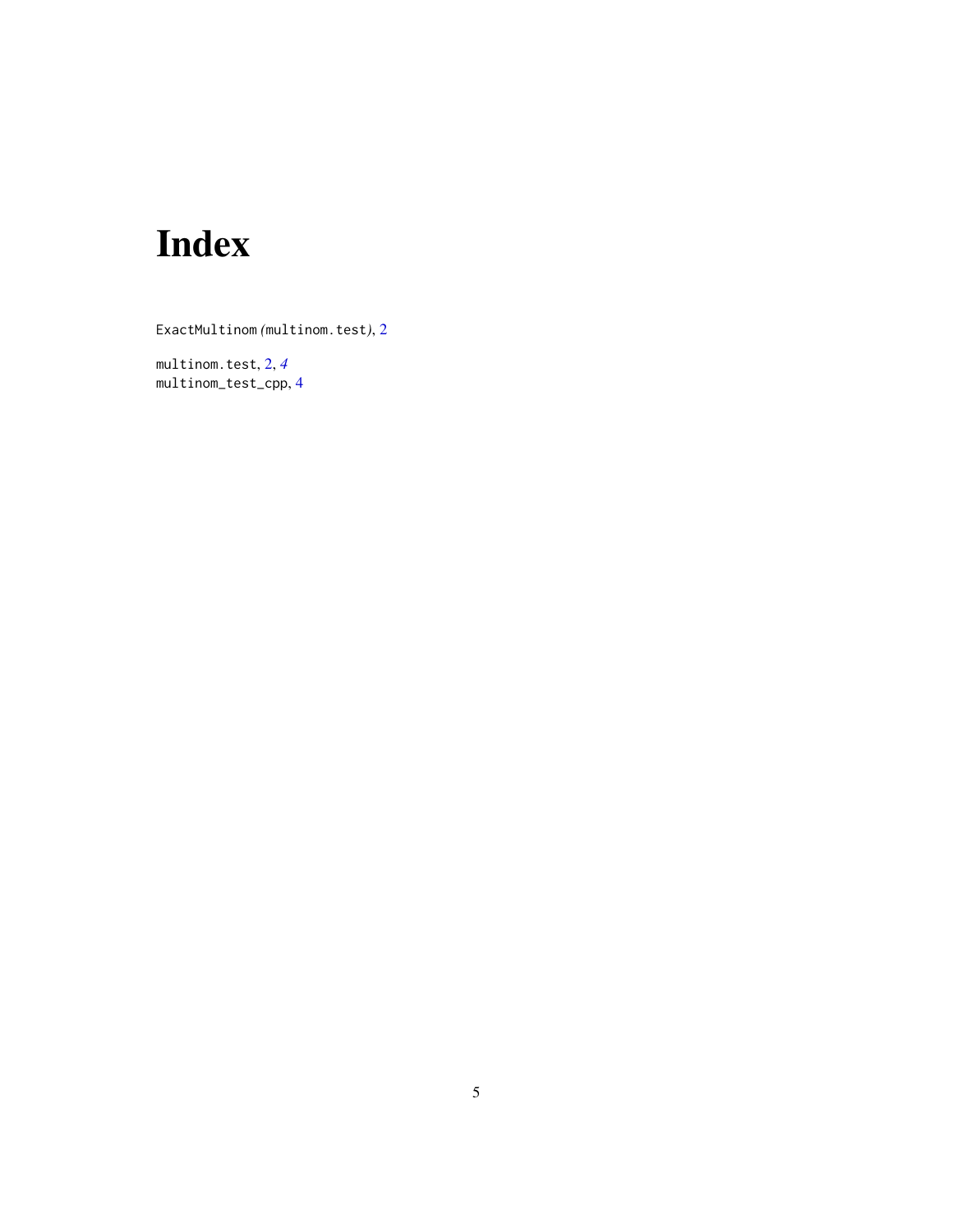# Index

ExactMultinom (multinom.test), 2

multinom.test, 2, *4*
multinom_test_cpp, 4